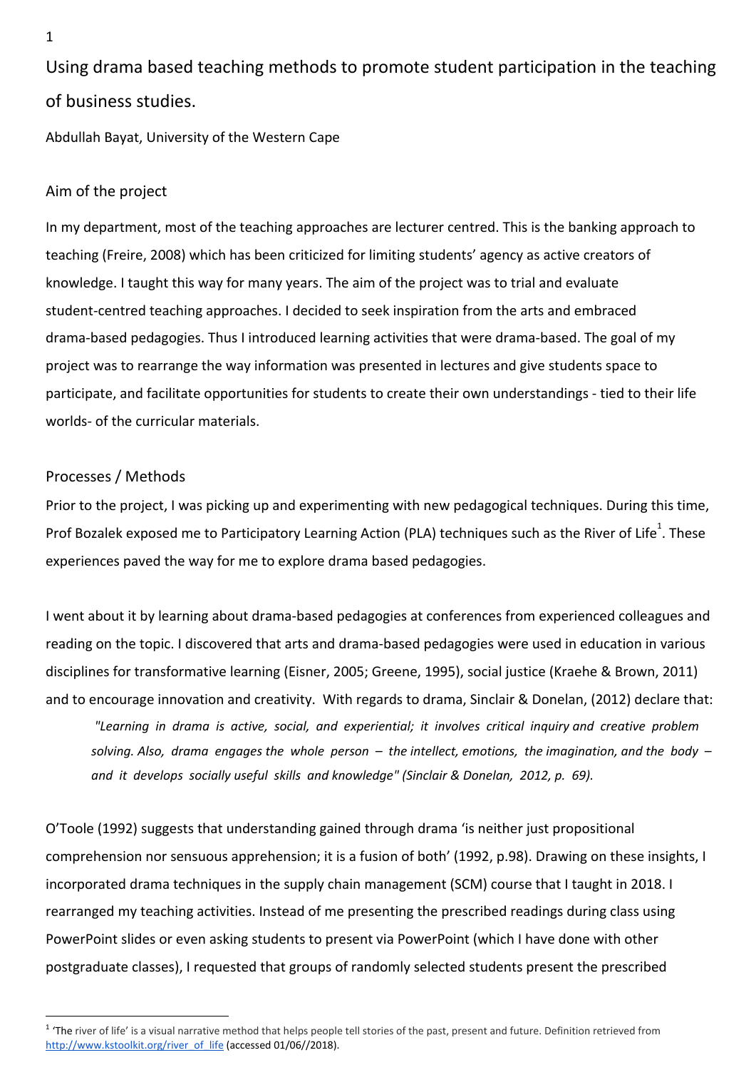# Using drama based teaching methods to promote student participation in the teaching of business studies.

Abdullah Bayat, University of the Western Cape

## Aim of the project

In my department, most of the teaching approaches are lecturer centred. This is the banking approach to teaching (Freire, 2008) which has been criticized for limiting students' agency as active creators of knowledge. I taught this way for many years. The aim of the project was to trial and evaluate student-centred teaching approaches. I decided to seek inspiration from the arts and embraced drama-based pedagogies. Thus I introduced learning activities that were drama-based. The goal of my project was to rearrange the way information was presented in lectures and give students space to participate, and facilitate opportunities for students to create their own understandings - tied to their life worlds- of the curricular materials.

## Processes / Methods

Prior to the project, I was picking up and experimenting with new pedagogical techniques. During this time, Prof Bozalek exposed me to Participatory Learning Action (PLA) techniques such as the River of Life[1]. These experiences paved the way for me to explore drama based pedagogies.

I went about it by learning about drama-based pedagogies at conferences from experienced colleagues and reading on the topic. I discovered that arts and drama-based pedagogies were used in education in various disciplines for transformative learning (Eisner, 2005; Greene, 1995), social justice (Kraehe & Brown, 2011) and to encourage innovation and creativity. With regards to drama, Sinclair & Donelan, (2012) declare that:

> *"Learning in drama is active, social, and experiential; it involves critical inquiry and creative problem solving. Also, drama engages the whole person – the intellect, emotions, the imagination, and the body – and it develops socially useful skills and knowledge" (Sinclair & Donelan, 2012, p. 69).*

O'Toole (1992) suggests that understanding gained through drama 'is neither just propositional comprehension nor sensuous apprehension; it is a fusion of both' (1992, p.98). Drawing on these insights, I incorporated drama techniques in the supply chain management (SCM) course that I taught in 2018. I rearranged my teaching activities. Instead of me presenting the prescribed readings during class using PowerPoint slides or even asking students to present via PowerPoint (which I have done with other postgraduate classes), I requested that groups of randomly selected students present the prescribed

---

[1] 'The river of life' is a visual narrative method that helps people tell stories of the past, present and future. Definition retrieved from http://www.kstoolkit.org/river_of_life (accessed 01/06//2018).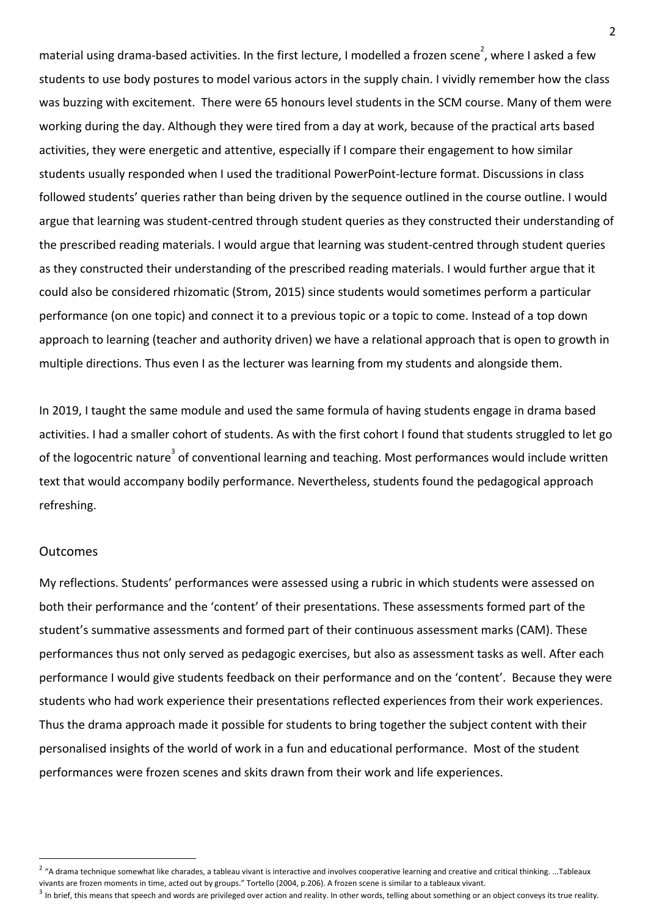material using drama-based activities. In the first lecture, I modelled a frozen scene[2], where I asked a few students to use body postures to model various actors in the supply chain. I vividly remember how the class was buzzing with excitement. There were 65 honours level students in the SCM course. Many of them were working during the day. Although they were tired from a day at work, because of the practical arts based activities, they were energetic and attentive, especially if I compare their engagement to how similar students usually responded when I used the traditional PowerPoint-lecture format. Discussions in class followed students' queries rather than being driven by the sequence outlined in the course outline. I would argue that learning was student-centred through student queries as they constructed their understanding of the prescribed reading materials. I would argue that learning was student-centred through student queries as they constructed their understanding of the prescribed reading materials. I would further argue that it could also be considered rhizomatic (Strom, 2015) since students would sometimes perform a particular performance (on one topic) and connect it to a previous topic or a topic to come. Instead of a top down approach to learning (teacher and authority driven) we have a relational approach that is open to growth in multiple directions. Thus even I as the lecturer was learning from my students and alongside them.

In 2019, I taught the same module and used the same formula of having students engage in drama based activities. I had a smaller cohort of students. As with the first cohort I found that students struggled to let go of the logocentric nature[3] of conventional learning and teaching. Most performances would include written text that would accompany bodily performance. Nevertheless, students found the pedagogical approach refreshing.

## Outcomes

My reflections. Students' performances were assessed using a rubric in which students were assessed on both their performance and the 'content' of their presentations. These assessments formed part of the student's summative assessments and formed part of their continuous assessment marks (CAM). These performances thus not only served as pedagogic exercises, but also as assessment tasks as well. After each performance I would give students feedback on their performance and on the 'content'. Because they were students who had work experience their presentations reflected experiences from their work experiences. Thus the drama approach made it possible for students to bring together the subject content with their personalised insights of the world of work in a fun and educational performance. Most of the student performances were frozen scenes and skits drawn from their work and life experiences.

---

[2] "A drama technique somewhat like charades, a tableau vivant is interactive and involves cooperative learning and creative and critical thinking. ...Tableaux vivants are frozen moments in time, acted out by groups." Tortello (2004, p.206). A frozen scene is similar to a tableaux vivant.

[3] In brief, this means that speech and words are privileged over action and reality. In other words, telling about something or an object conveys its true reality.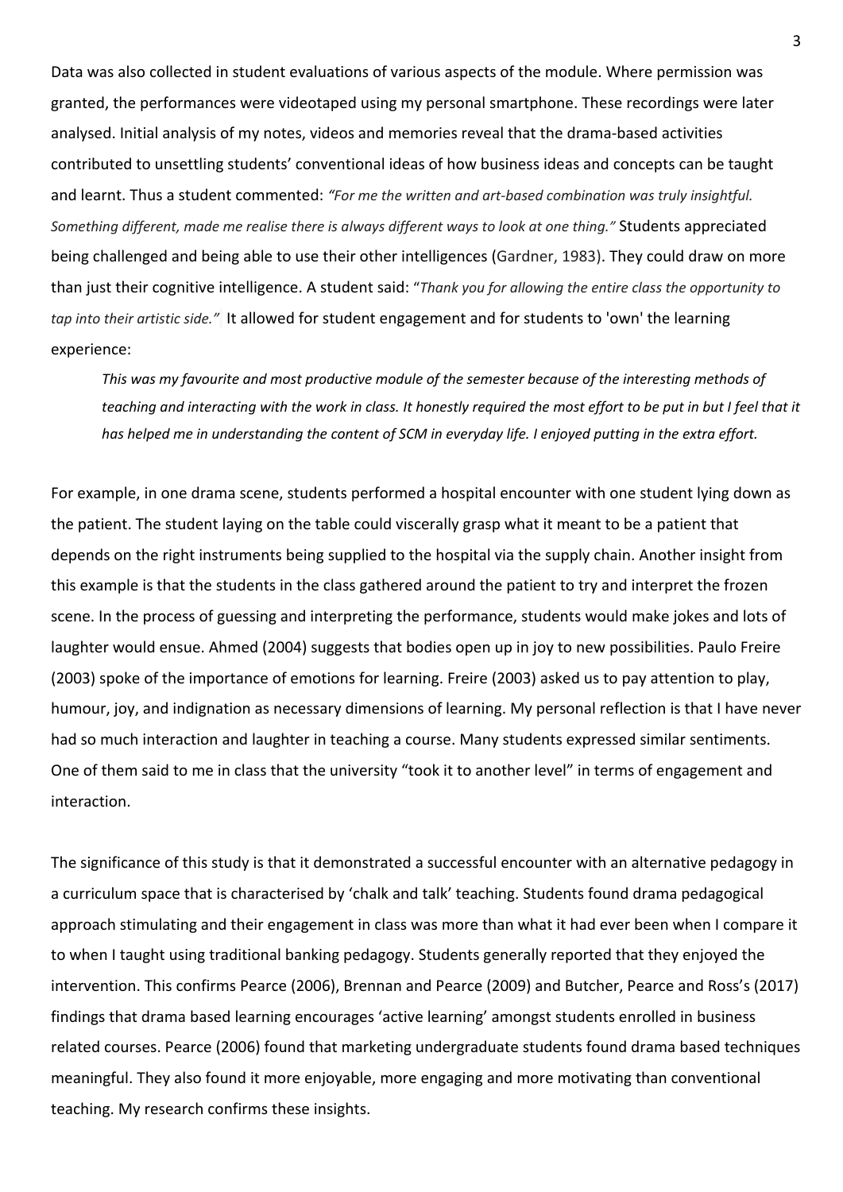Data was also collected in student evaluations of various aspects of the module. Where permission was granted, the performances were videotaped using my personal smartphone. These recordings were later analysed. Initial analysis of my notes, videos and memories reveal that the drama-based activities contributed to unsettling students' conventional ideas of how business ideas and concepts can be taught and learnt. Thus a student commented: *"For me the written and art-based combination was truly insightful. Something different, made me realise there is always different ways to look at one thing."* Students appreciated being challenged and being able to use their other intelligences (Gardner, 1983). They could draw on more than just their cognitive intelligence. A student said: "*Thank you for allowing the entire class the opportunity to tap into their artistic side."* It allowed for student engagement and for students to 'own' the learning experience:

> *This was my favourite and most productive module of the semester because of the interesting methods of teaching and interacting with the work in class. It honestly required the most effort to be put in but I feel that it has helped me in understanding the content of SCM in everyday life. I enjoyed putting in the extra effort.*

For example, in one drama scene, students performed a hospital encounter with one student lying down as the patient. The student laying on the table could viscerally grasp what it meant to be a patient that depends on the right instruments being supplied to the hospital via the supply chain. Another insight from this example is that the students in the class gathered around the patient to try and interpret the frozen scene. In the process of guessing and interpreting the performance, students would make jokes and lots of laughter would ensue. Ahmed (2004) suggests that bodies open up in joy to new possibilities. Paulo Freire (2003) spoke of the importance of emotions for learning. Freire (2003) asked us to pay attention to play, humour, joy, and indignation as necessary dimensions of learning. My personal reflection is that I have never had so much interaction and laughter in teaching a course. Many students expressed similar sentiments. One of them said to me in class that the university "took it to another level" in terms of engagement and interaction.

The significance of this study is that it demonstrated a successful encounter with an alternative pedagogy in a curriculum space that is characterised by 'chalk and talk' teaching. Students found drama pedagogical approach stimulating and their engagement in class was more than what it had ever been when I compare it to when I taught using traditional banking pedagogy. Students generally reported that they enjoyed the intervention. This confirms Pearce (2006), Brennan and Pearce (2009) and Butcher, Pearce and Ross's (2017) findings that drama based learning encourages 'active learning' amongst students enrolled in business related courses. Pearce (2006) found that marketing undergraduate students found drama based techniques meaningful. They also found it more enjoyable, more engaging and more motivating than conventional teaching. My research confirms these insights.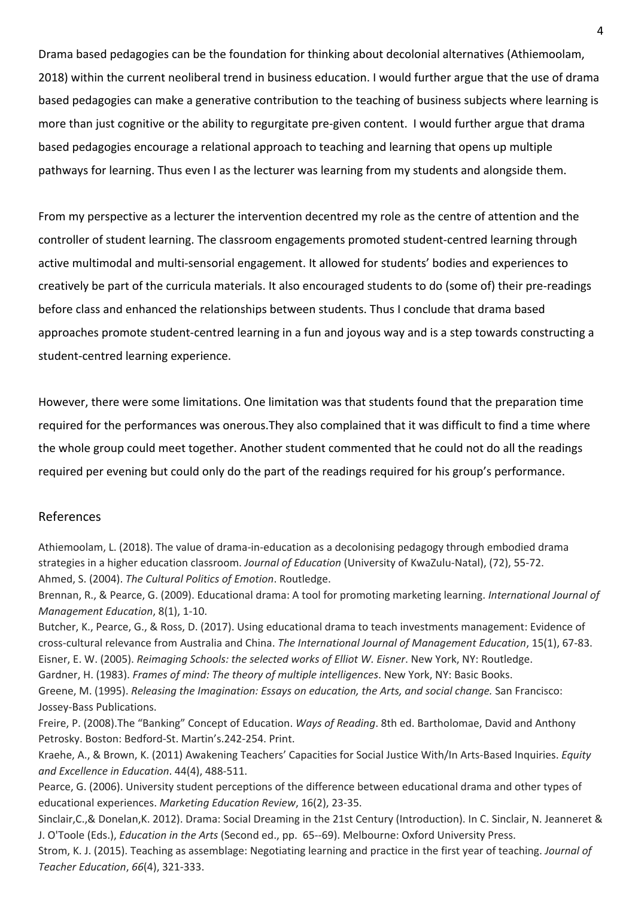Drama based pedagogies can be the foundation for thinking about decolonial alternatives (Athiemoolam, 2018) within the current neoliberal trend in business education. I would further argue that the use of drama based pedagogies can make a generative contribution to the teaching of business subjects where learning is more than just cognitive or the ability to regurgitate pre-given content. I would further argue that drama based pedagogies encourage a relational approach to teaching and learning that opens up multiple pathways for learning. Thus even I as the lecturer was learning from my students and alongside them.

From my perspective as a lecturer the intervention decentred my role as the centre of attention and the controller of student learning. The classroom engagements promoted student-centred learning through active multimodal and multi-sensorial engagement. It allowed for students' bodies and experiences to creatively be part of the curricula materials. It also encouraged students to do (some of) their pre-readings before class and enhanced the relationships between students. Thus I conclude that drama based approaches promote student-centred learning in a fun and joyous way and is a step towards constructing a student-centred learning experience.

However, there were some limitations. One limitation was that students found that the preparation time required for the performances was onerous.They also complained that it was difficult to find a time where the whole group could meet together. Another student commented that he could not do all the readings required per evening but could only do the part of the readings required for his group's performance.

## References

Athiemoolam, L. (2018). The value of drama-in-education as a decolonising pedagogy through embodied drama strategies in a higher education classroom. *Journal of Education* (University of KwaZulu-Natal), (72), 55-72.

Ahmed, S. (2004). *The Cultural Politics of Emotion*. Routledge.

Brennan, R., & Pearce, G. (2009). Educational drama: A tool for promoting marketing learning. *International Journal of Management Education*, 8(1), 1-10.

Butcher, K., Pearce, G., & Ross, D. (2017). Using educational drama to teach investments management: Evidence of cross-cultural relevance from Australia and China. *The International Journal of Management Education*, 15(1), 67-83.

Eisner, E. W. (2005). *Reimaging Schools: the selected works of Elliot W. Eisner*. New York, NY: Routledge.

Gardner, H. (1983). *Frames of mind: The theory of multiple intelligences*. New York, NY: Basic Books.

Greene, M. (1995). *Releasing the Imagination: Essays on education, the Arts, and social change.* San Francisco: Jossey-Bass Publications.

Freire, P. (2008).The "Banking" Concept of Education. *Ways of Reading*. 8th ed. Bartholomae, David and Anthony Petrosky. Boston: Bedford-St. Martin's.242-254. Print.

Kraehe, A., & Brown, K. (2011) Awakening Teachers' Capacities for Social Justice With/In Arts-Based Inquiries. *Equity and Excellence in Education*. 44(4), 488-511.

Pearce, G. (2006). University student perceptions of the difference between educational drama and other types of educational experiences. *Marketing Education Review*, 16(2), 23-35.

Sinclair,C.,& Donelan,K. 2012). Drama: Social Dreaming in the 21st Century (Introduction). In C. Sinclair, N. Jeanneret & J. O'Toole (Eds.), *Education in the Arts* (Second ed., pp. 65--69). Melbourne: Oxford University Press.

Strom, K. J. (2015). Teaching as assemblage: Negotiating learning and practice in the first year of teaching. *Journal of Teacher Education*, *66*(4), 321-333.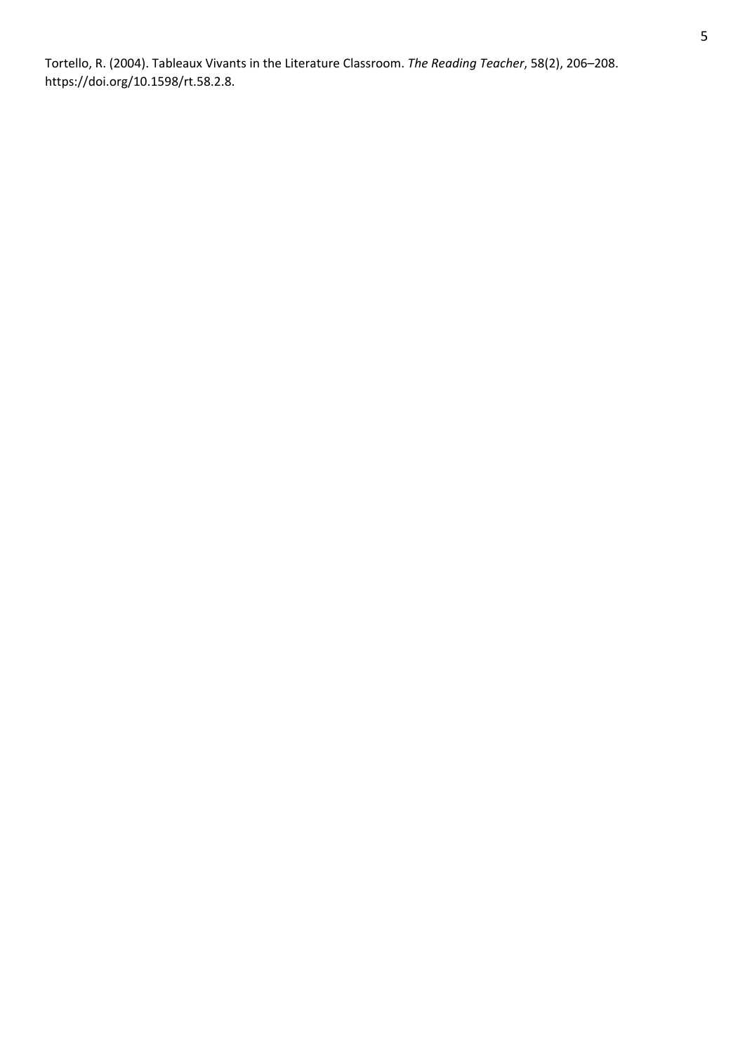Tortello, R. (2004). Tableaux Vivants in the Literature Classroom. *The Reading Teacher*, 58(2), 206–208. https://doi.org/10.1598/rt.58.2.8.